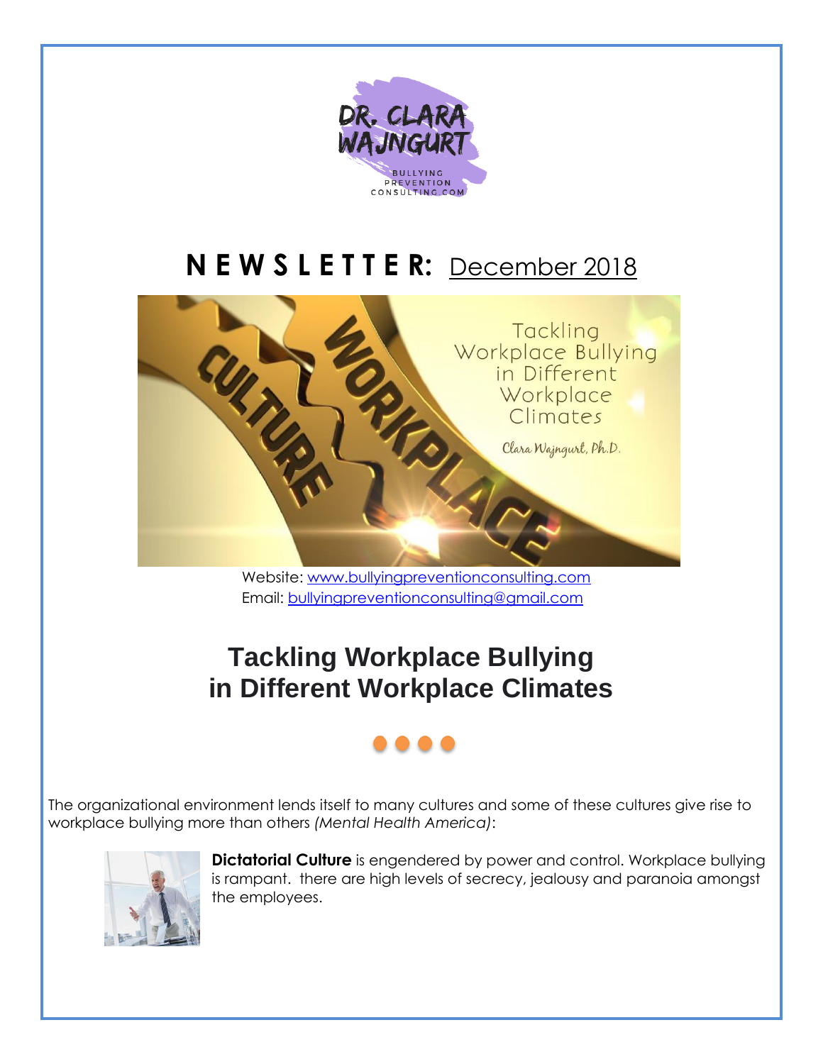# NEWSLETTER: December 2018

Website: www.bullyingpreventionconsulting.com
Email: bullyingpreventionconsulting@gmail.com

## Tackling Workplace Bullying in Different Workplace Climates

The organizational environment lends itself to many cultures and some of these cultures give rise to workplace bullying more than others *(Mental Health America)*:

**Dictatorial Culture** is engendered by power and control. Workplace bullying is rampant. there are high levels of secrecy, jealousy and paranoia amongst the employees.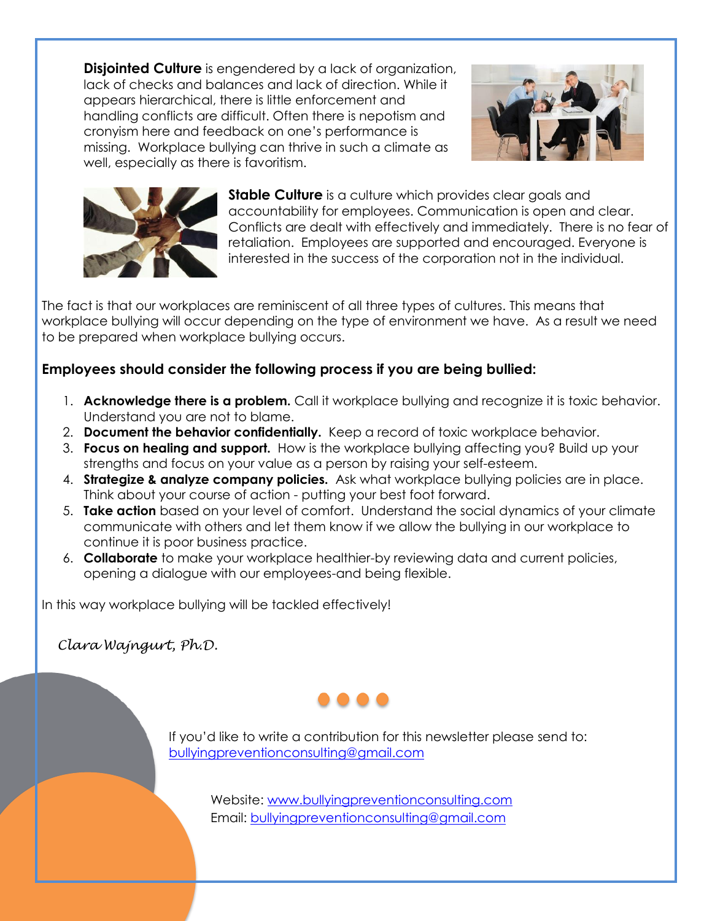**Disjointed Culture** is engendered by a lack of organization, lack of checks and balances and lack of direction. While it appears hierarchical, there is little enforcement and handling conflicts are difficult. Often there is nepotism and cronyism here and feedback on one's performance is missing. Workplace bullying can thrive in such a climate as well, especially as there is favoritism.

**Stable Culture** is a culture which provides clear goals and accountability for employees. Communication is open and clear. Conflicts are dealt with effectively and immediately. There is no fear of retaliation. Employees are supported and encouraged. Everyone is interested in the success of the corporation not in the individual.

The fact is that our workplaces are reminiscent of all three types of cultures. This means that workplace bullying will occur depending on the type of environment we have. As a result we need to be prepared when workplace bullying occurs.

**Employees should consider the following process if you are being bullied:**

1. **Acknowledge there is a problem.** Call it workplace bullying and recognize it is toxic behavior. Understand you are not to blame.
2. **Document the behavior confidentially.** Keep a record of toxic workplace behavior.
3. **Focus on healing and support.** How is the workplace bullying affecting you? Build up your strengths and focus on your value as a person by raising your self-esteem.
4. **Strategize & analyze company policies.** Ask what workplace bullying policies are in place. Think about your course of action - putting your best foot forward.
5. **Take action** based on your level of comfort. Understand the social dynamics of your climate communicate with others and let them know if we allow the bullying in our workplace to continue it is poor business practice.
6. **Collaborate** to make your workplace healthier-by reviewing data and current policies, opening a dialogue with our employees-and being flexible.

In this way workplace bullying will be tackled effectively!

*Clara Wajngurt, Ph.D.*

If you'd like to write a contribution for this newsletter please send to: bullyingpreventionconsulting@gmail.com

Website: www.bullyingpreventionconsulting.com
Email: bullyingpreventionconsulting@gmail.com